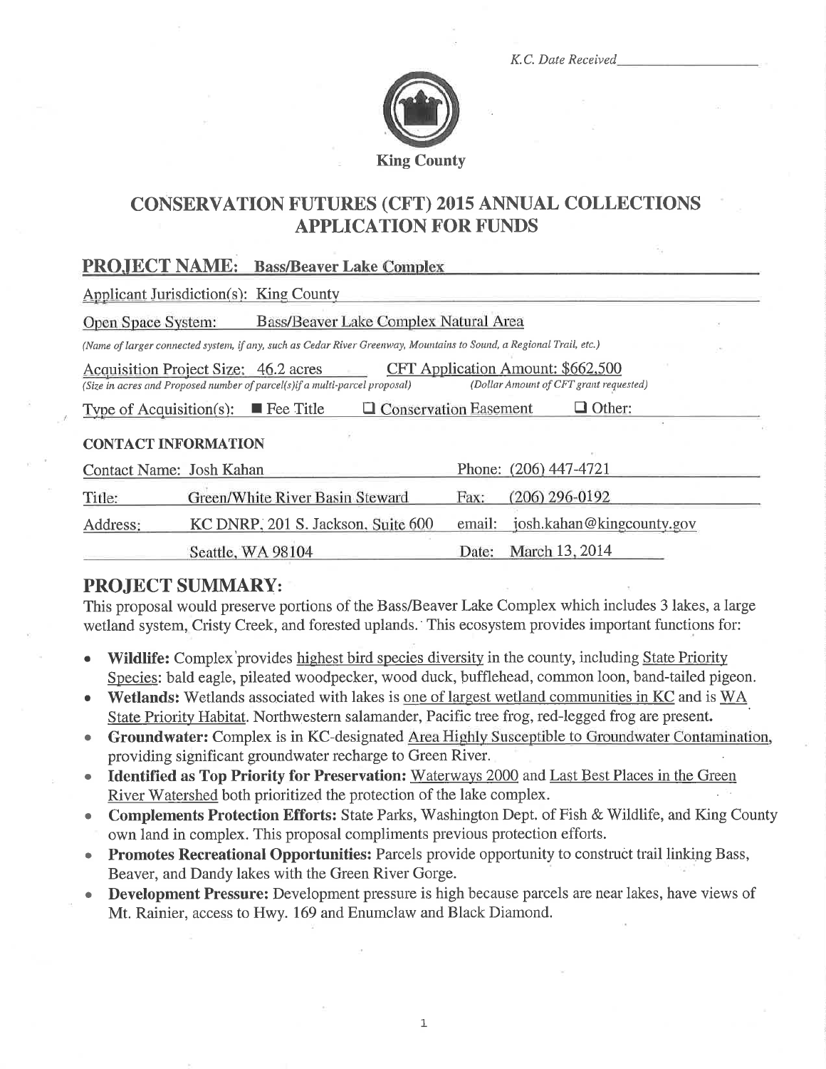K.C. Date Received\_\_\_\_\_\_\_\_\_\_\_\_\_\_\_\_

**King County**

# CONSERVATION FUTURES (CFT) 2015 ANNUAL COLLECTIONS APPLICATION FOR FUNDS

## PROJECT NAME: Bass/Beaver Lake Complex

Applicant Jurisdiction(s): King County

Open Space System: Bass/Beaver Lake Complex Natural Area

*(Name of larger connected system, if any, such as Cedar River Greenway, Mountains to Sound, a Regional Trail, etc.)*

Acquisition Project Size: 46.2 acres
*(Size in acres and Proposed number of parcel(s)if a multi-parcel proposal)*

CFT Application Amount: $662,500
*(Dollar Amount of CFT grant requested)*

Type of Acquisition(s): ■ Fee Title ☐ Conservation Easement ☐ Other:

### CONTACT INFORMATION

| | | | |
|---|---|---|---|
| Contact Name: | Josh Kahan | Phone: | (206) 447-4721 |
| Title: | Green/White River Basin Steward | Fax: | (206) 296-0192 |
| Address: | KC DNRP, 201 S. Jackson, Suite 600 | email: | josh.kahan@kingcounty.gov |
| | Seattle, WA 98104 | Date: | March 13, 2014 |

## PROJECT SUMMARY:

This proposal would preserve portions of the Bass/Beaver Lake Complex which includes 3 lakes, a large wetland system, Cristy Creek, and forested uplands. This ecosystem provides important functions for:

- **Wildlife:** Complex provides highest bird species diversity in the county, including State Priority Species: bald eagle, pileated woodpecker, wood duck, bufflehead, common loon, band-tailed pigeon.
- **Wetlands:** Wetlands associated with lakes is one of largest wetland communities in KC and is WA State Priority Habitat. Northwestern salamander, Pacific tree frog, red-legged frog are present.
- **Groundwater:** Complex is in KC-designated Area Highly Susceptible to Groundwater Contamination, providing significant groundwater recharge to Green River.
- **Identified as Top Priority for Preservation:** Waterways 2000 and Last Best Places in the Green River Watershed both prioritized the protection of the lake complex.
- **Complements Protection Efforts:** State Parks, Washington Dept. of Fish & Wildlife, and King County own land in complex. This proposal compliments previous protection efforts.
- **Promotes Recreational Opportunities:** Parcels provide opportunity to construct trail linking Bass, Beaver, and Dandy lakes with the Green River Gorge.
- **Development Pressure:** Development pressure is high because parcels are near lakes, have views of Mt. Rainier, access to Hwy. 169 and Enumclaw and Black Diamond.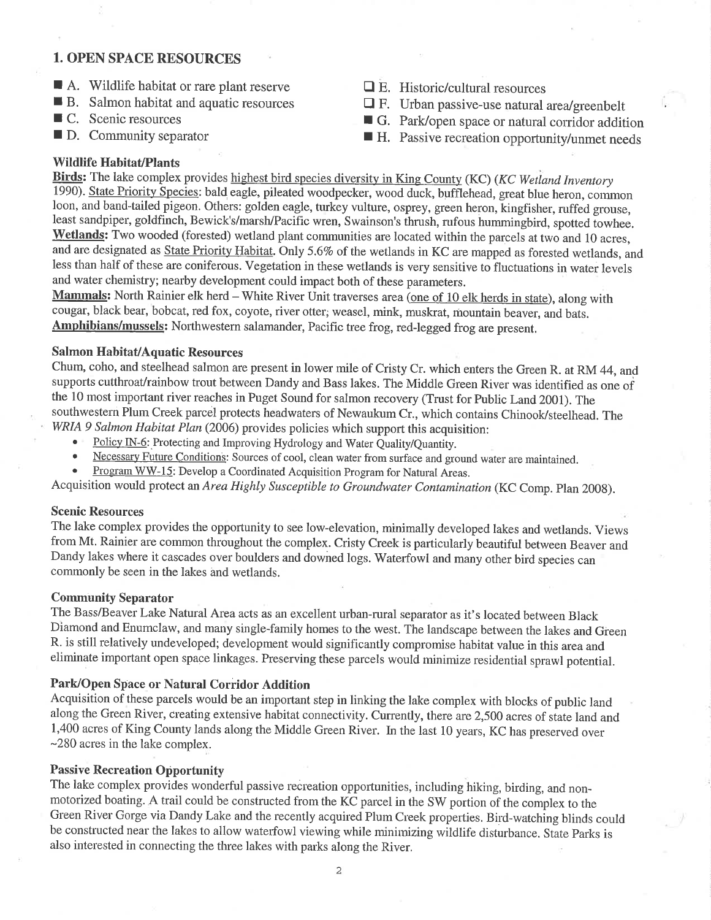## 1. OPEN SPACE RESOURCES

- ■ A. Wildlife habitat or rare plant reserve
- ■ B. Salmon habitat and aquatic resources
- ■ C. Scenic resources
- ■ D. Community separator
- ❑ E. Historic/cultural resources
- ❑ F. Urban passive-use natural area/greenbelt
- ■ G. Park/open space or natural corridor addition
- ■ H. Passive recreation opportunity/unmet needs

### Wildlife Habitat/Plants

**Birds:** The lake complex provides highest bird species diversity in King County (KC) (*KC Wetland Inventory* 1990). State Priority Species: bald eagle, pileated woodpecker, wood duck, bufflehead, great blue heron, common loon, and band-tailed pigeon. Others: golden eagle, turkey vulture, osprey, green heron, kingfisher, ruffed grouse, least sandpiper, goldfinch, Bewick's/marsh/Pacific wren, Swainson's thrush, rufous hummingbird, spotted towhee.
**Wetlands:** Two wooded (forested) wetland plant communities are located within the parcels at two and 10 acres, and are designated as State Priority Habitat. Only 5.6% of the wetlands in KC are mapped as forested wetlands, and less than half of these are coniferous. Vegetation in these wetlands is very sensitive to fluctuations in water levels and water chemistry; nearby development could impact both of these parameters.
**Mammals:** North Rainier elk herd – White River Unit traverses area (one of 10 elk herds in state), along with cougar, black bear, bobcat, red fox, coyote, river otter, weasel, mink, muskrat, mountain beaver, and bats.
**Amphibians/mussels:** Northwestern salamander, Pacific tree frog, red-legged frog are present.

### Salmon Habitat/Aquatic Resources

Chum, coho, and steelhead salmon are present in lower mile of Cristy Cr. which enters the Green R. at RM 44, and supports cutthroat/rainbow trout between Dandy and Bass lakes. The Middle Green River was identified as one of the 10 most important river reaches in Puget Sound for salmon recovery (Trust for Public Land 2001). The southwestern Plum Creek parcel protects headwaters of Newaukum Cr., which contains Chinook/steelhead. The *WRIA 9 Salmon Habitat Plan* (2006) provides policies which support this acquisition:

- Policy IN-6: Protecting and Improving Hydrology and Water Quality/Quantity.
- Necessary Future Conditions: Sources of cool, clean water from surface and ground water are maintained.
- Program WW-15: Develop a Coordinated Acquisition Program for Natural Areas.

Acquisition would protect an *Area Highly Susceptible to Groundwater Contamination* (KC Comp. Plan 2008).

### Scenic Resources

The lake complex provides the opportunity to see low-elevation, minimally developed lakes and wetlands. Views from Mt. Rainier are common throughout the complex. Cristy Creek is particularly beautiful between Beaver and Dandy lakes where it cascades over boulders and downed logs. Waterfowl and many other bird species can commonly be seen in the lakes and wetlands.

### Community Separator

The Bass/Beaver Lake Natural Area acts as an excellent urban-rural separator as it's located between Black Diamond and Enumclaw, and many single-family homes to the west. The landscape between the lakes and Green R. is still relatively undeveloped; development would significantly compromise habitat value in this area and eliminate important open space linkages. Preserving these parcels would minimize residential sprawl potential.

### Park/Open Space or Natural Corridor Addition

Acquisition of these parcels would be an important step in linking the lake complex with blocks of public land along the Green River, creating extensive habitat connectivity. Currently, there are 2,500 acres of state land and 1,400 acres of King County lands along the Middle Green River. In the last 10 years, KC has preserved over ~280 acres in the lake complex.

### Passive Recreation Opportunity

The lake complex provides wonderful passive recreation opportunities, including hiking, birding, and non-motorized boating. A trail could be constructed from the KC parcel in the SW portion of the complex to the Green River Gorge via Dandy Lake and the recently acquired Plum Creek properties. Bird-watching blinds could be constructed near the lakes to allow waterfowl viewing while minimizing wildlife disturbance. State Parks is also interested in connecting the three lakes with parks along the River.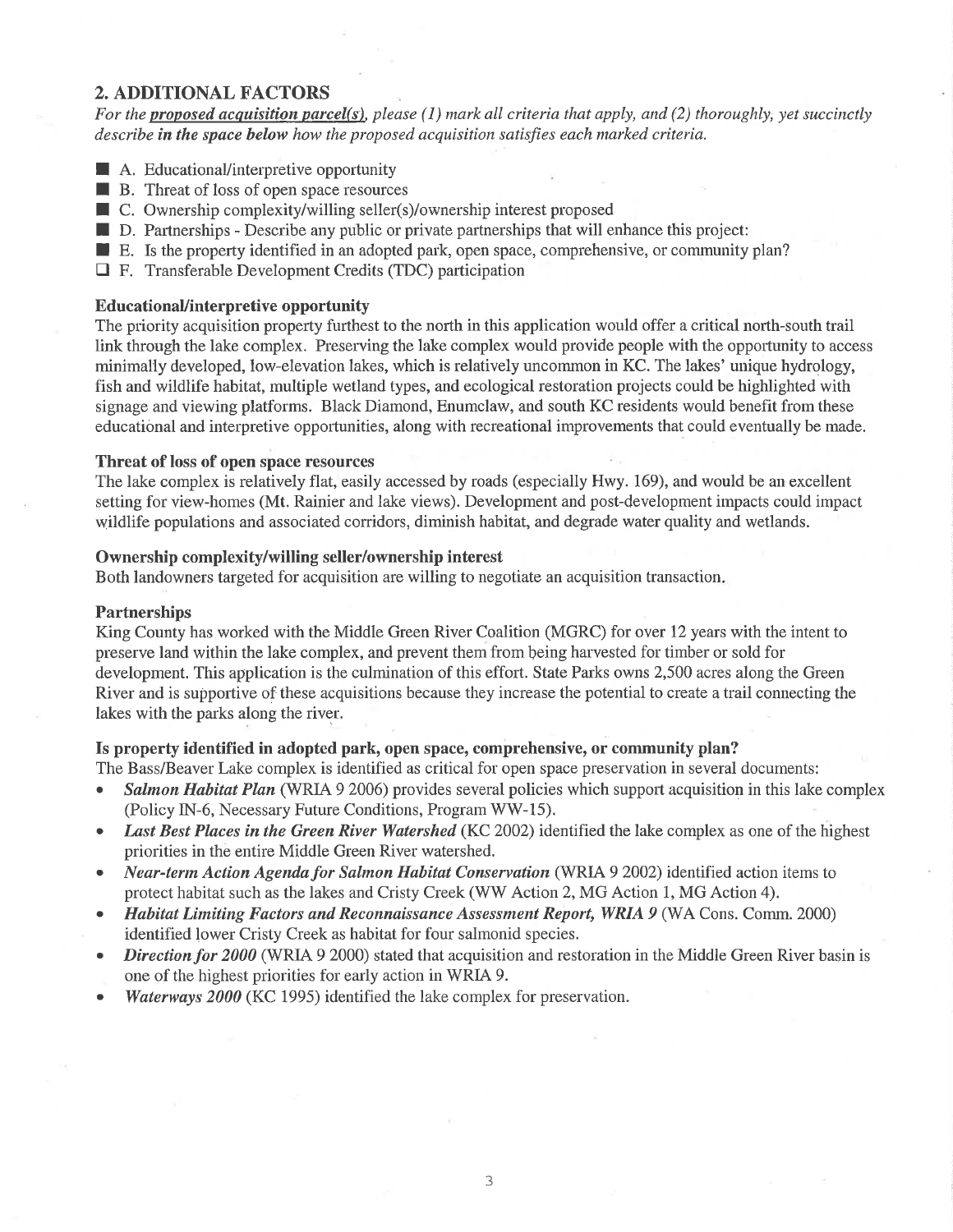## 2. ADDITIONAL FACTORS

*For the **proposed acquisition parcel(s)**, please (1) mark all criteria that apply, and (2) thoroughly, yet succinctly describe **in the space below** how the proposed acquisition satisfies each marked criteria.*

- ■ A. Educational/interpretive opportunity
- ■ B. Threat of loss of open space resources
- ■ C. Ownership complexity/willing seller(s)/ownership interest proposed
- ■ D. Partnerships - Describe any public or private partnerships that will enhance this project:
- ■ E. Is the property identified in an adopted park, open space, comprehensive, or community plan?
- ☐ F. Transferable Development Credits (TDC) participation

**Educational/interpretive opportunity**

The priority acquisition property furthest to the north in this application would offer a critical north-south trail link through the lake complex. Preserving the lake complex would provide people with the opportunity to access minimally developed, low-elevation lakes, which is relatively uncommon in KC. The lakes' unique hydrology, fish and wildlife habitat, multiple wetland types, and ecological restoration projects could be highlighted with signage and viewing platforms. Black Diamond, Enumclaw, and south KC residents would benefit from these educational and interpretive opportunities, along with recreational improvements that could eventually be made.

**Threat of loss of open space resources**

The lake complex is relatively flat, easily accessed by roads (especially Hwy. 169), and would be an excellent setting for view-homes (Mt. Rainier and lake views). Development and post-development impacts could impact wildlife populations and associated corridors, diminish habitat, and degrade water quality and wetlands.

**Ownership complexity/willing seller/ownership interest**

Both landowners targeted for acquisition are willing to negotiate an acquisition transaction.

**Partnerships**

King County has worked with the Middle Green River Coalition (MGRC) for over 12 years with the intent to preserve land within the lake complex, and prevent them from being harvested for timber or sold for development. This application is the culmination of this effort. State Parks owns 2,500 acres along the Green River and is supportive of these acquisitions because they increase the potential to create a trail connecting the lakes with the parks along the river.

**Is property identified in adopted park, open space, comprehensive, or community plan?**

The Bass/Beaver Lake complex is identified as critical for open space preservation in several documents:

- ***Salmon Habitat Plan*** (WRIA 9 2006) provides several policies which support acquisition in this lake complex (Policy IN-6, Necessary Future Conditions, Program WW-15).
- ***Last Best Places in the Green River Watershed*** (KC 2002) identified the lake complex as one of the highest priorities in the entire Middle Green River watershed.
- ***Near-term Action Agenda for Salmon Habitat Conservation*** (WRIA 9 2002) identified action items to protect habitat such as the lakes and Cristy Creek (WW Action 2, MG Action 1, MG Action 4).
- ***Habitat Limiting Factors and Reconnaissance Assessment Report, WRIA 9*** (WA Cons. Comm. 2000) identified lower Cristy Creek as habitat for four salmonid species.
- ***Direction for 2000*** (WRIA 9 2000) stated that acquisition and restoration in the Middle Green River basin is one of the highest priorities for early action in WRIA 9.
- ***Waterways 2000*** (KC 1995) identified the lake complex for preservation.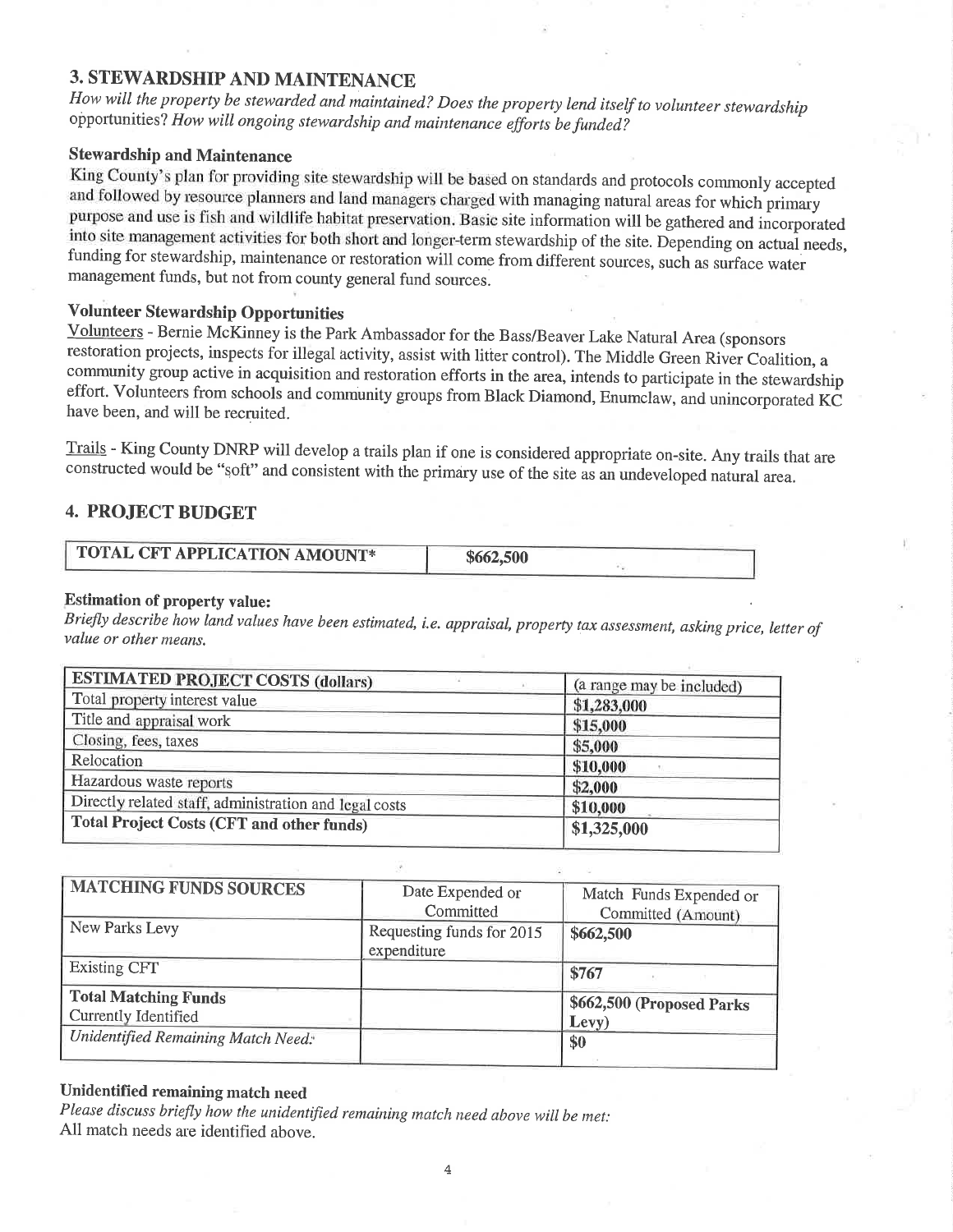## 3. STEWARDSHIP AND MAINTENANCE

*How will the property be stewarded and maintained? Does the property lend itself to volunteer stewardship opportunities? How will ongoing stewardship and maintenance efforts be funded?*

### Stewardship and Maintenance

King County's plan for providing site stewardship will be based on standards and protocols commonly accepted and followed by resource planners and land managers charged with managing natural areas for which primary purpose and use is fish and wildlife habitat preservation. Basic site information will be gathered and incorporated into site management activities for both short and longer-term stewardship of the site. Depending on actual needs, funding for stewardship, maintenance or restoration will come from different sources, such as surface water management funds, but not from county general fund sources.

### Volunteer Stewardship Opportunities

Volunteers - Bernie McKinney is the Park Ambassador for the Bass/Beaver Lake Natural Area (sponsors restoration projects, inspects for illegal activity, assist with litter control). The Middle Green River Coalition, a community group active in acquisition and restoration efforts in the area, intends to participate in the stewardship effort. Volunteers from schools and community groups from Black Diamond, Enumclaw, and unincorporated KC have been, and will be recruited.

Trails - King County DNRP will develop a trails plan if one is considered appropriate on-site. Any trails that are constructed would be "soft" and consistent with the primary use of the site as an undeveloped natural area.

## 4. PROJECT BUDGET

| TOTAL CFT APPLICATION AMOUNT* | $662,500 |
|---|---|

### Estimation of property value:

*Briefly describe how land values have been estimated, i.e. appraisal, property tax assessment, asking price, letter of value or other means.*

| ESTIMATED PROJECT COSTS (dollars) | (a range may be included) |
|---|---|
| Total property interest value | $1,283,000 |
| Title and appraisal work | $15,000 |
| Closing, fees, taxes | $5,000 |
| Relocation | $10,000 |
| Hazardous waste reports | $2,000 |
| Directly related staff, administration and legal costs | $10,000 |
| **Total Project Costs (CFT and other funds)** | $1,325,000 |

| MATCHING FUNDS SOURCES | Date Expended or Committed | Match Funds Expended or Committed (Amount) |
|---|---|---|
| New Parks Levy | Requesting funds for 2015 expenditure | $662,500 |
| Existing CFT | | $767 |
| **Total Matching Funds** Currently Identified | | $662,500 (Proposed Parks Levy) |
| *Unidentified Remaining Match Need:* | | $0 |

### Unidentified remaining match need

*Please discuss briefly how the unidentified remaining match need above will be met:*
All match needs are identified above.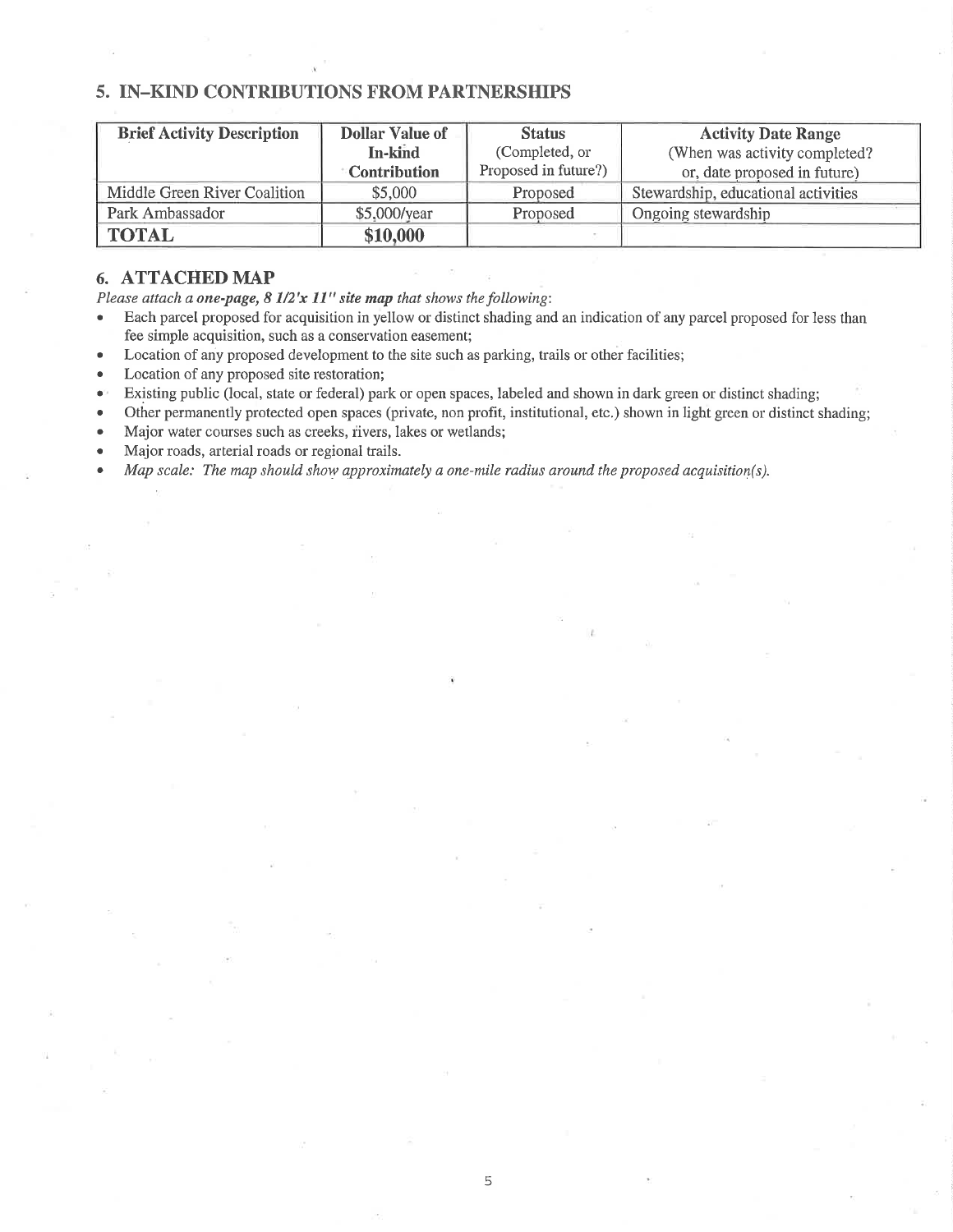## 5. IN–KIND CONTRIBUTIONS FROM PARTNERSHIPS

| Brief Activity Description | Dollar Value of In-kind Contribution | Status (Completed, or Proposed in future?) | Activity Date Range (When was activity completed? or, date proposed in future) |
|---|---|---|---|
| Middle Green River Coalition | $5,000 | Proposed | Stewardship, educational activities |
| Park Ambassador | $5,000/year | Proposed | Ongoing stewardship |
| **TOTAL** | **$10,000** | | |

## 6. ATTACHED MAP

*Please attach a **one-page, 8 1/2'x 11" site map** that shows the following*:

- Each parcel proposed for acquisition in yellow or distinct shading and an indication of any parcel proposed for less than fee simple acquisition, such as a conservation easement;
- Location of any proposed development to the site such as parking, trails or other facilities;
- Location of any proposed site restoration;
- Existing public (local, state or federal) park or open spaces, labeled and shown in dark green or distinct shading;
- Other permanently protected open spaces (private, non profit, institutional, etc.) shown in light green or distinct shading;
- Major water courses such as creeks, rivers, lakes or wetlands;
- Major roads, arterial roads or regional trails.
- *Map scale: The map should show approximately a one-mile radius around the proposed acquisition(s).*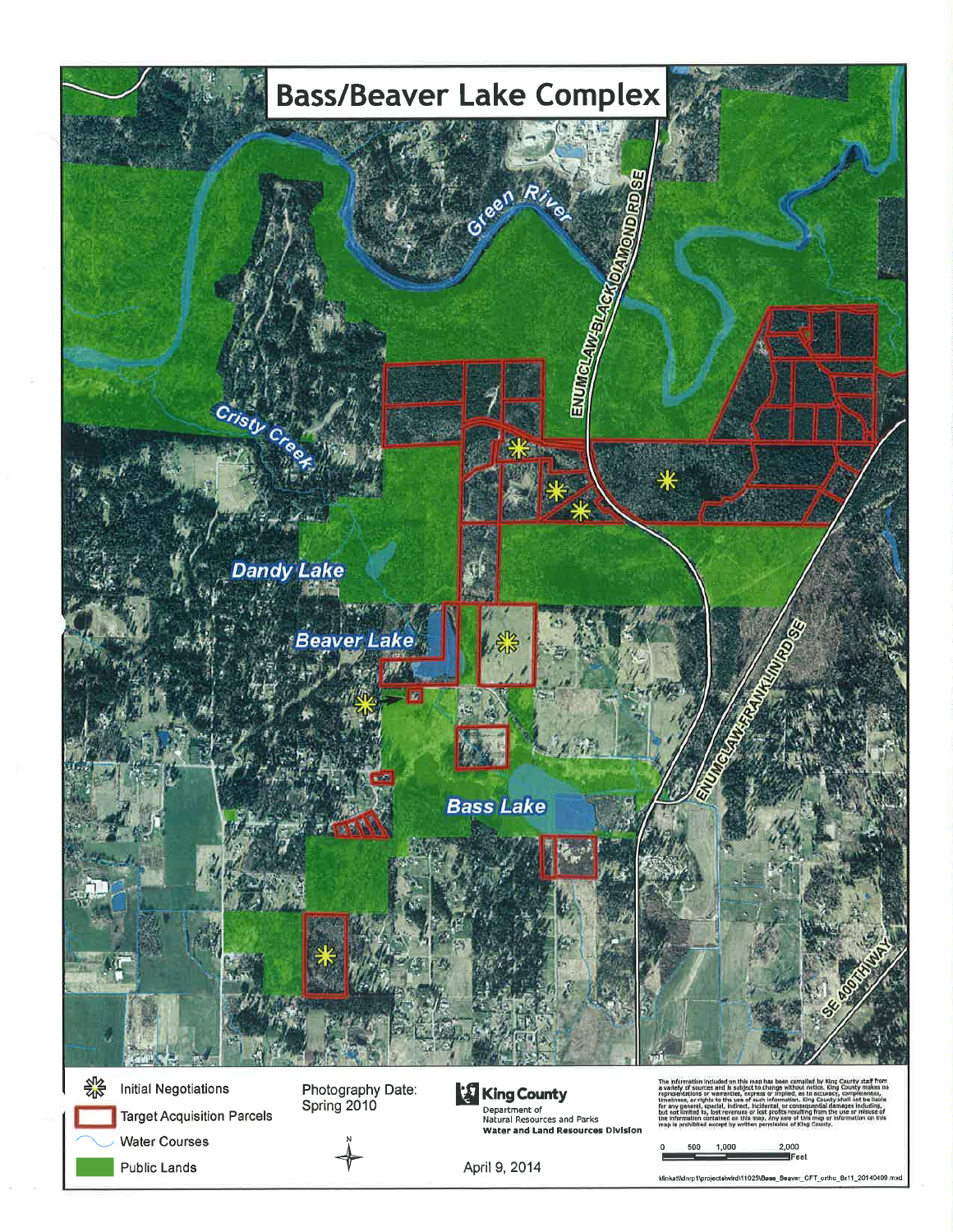# Bass/Beaver Lake Complex

Green River

Cristy Creek

Dandy Lake

Beaver Lake

Bass Lake

ENUMCLAW-BLACK DIAMOND RD SE

ENUMCLAW-FRANKLIN RD SE

SE 400TH WAY

Initial Negotiations

Target Acquisition Parcels

Water Courses

Public Lands

Photography Date: Spring 2010

N

King County
Department of Natural Resources and Parks
Water and Land Resources Division

April 9, 2014

The information included on this map has been compiled by King County staff from a variety of sources and is subject to change without notice. King County makes no representations or warranties, express or implied, as to accuracy, completeness, timeliness, or rights to the use of such information. King County shall not be liable for any general, special, indirect, incidental, or consequential damages including, but not limited to, lost revenues or lost profits resulting from the use or misuse of the information contained on this map. Any sale of this map or information on this map is prohibited except by written permission of King County.

0 500 1,000 2,000 Feet

kfinkatl\dnrp1\projects\wlrd\11025\Bass_Beaver_CFT_ortho_8x11_20140409.mxd